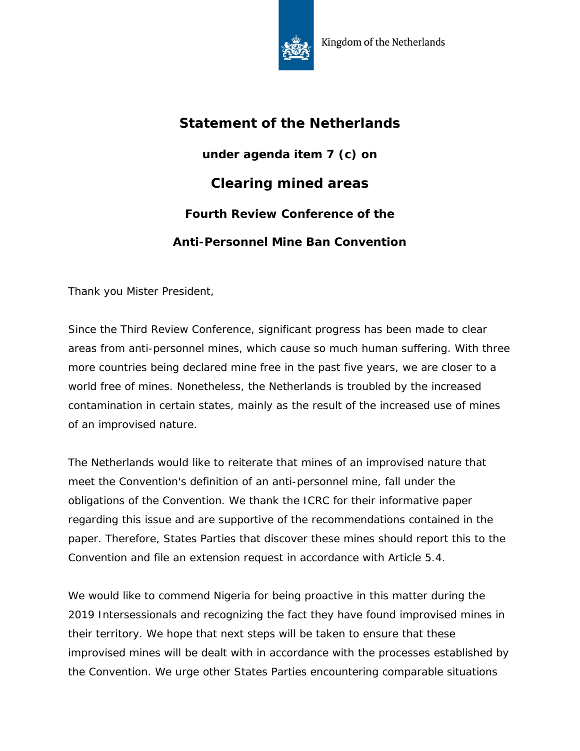Kingdom of the Netherlands

# Statement of the Netherlands

### under agenda item 7 (c) on

## Clearing mined areas

### Fourth Review Conference of the

### Anti-Personnel Mine Ban Convention

Thank you Mister President,

Since the Third Review Conference, significant progress has been made to clear areas from anti-personnel mines, which cause so much human suffering. With three more countries being declared mine free in the past five years, we are closer to a world free of mines. Nonetheless, the Netherlands is troubled by the increased contamination in certain states, mainly as the result of the increased use of mines of an improvised nature.

The Netherlands would like to reiterate that mines of an improvised nature that meet the Convention's definition of an anti-personnel mine, fall under the obligations of the Convention. We thank the ICRC for their informative paper regarding this issue and are supportive of the recommendations contained in the paper. Therefore, States Parties that discover these mines should report this to the Convention and file an extension request in accordance with Article 5.4.

We would like to commend Nigeria for being proactive in this matter during the 2019 Intersessionals and recognizing the fact they have found improvised mines in their territory. We hope that next steps will be taken to ensure that these improvised mines will be dealt with in accordance with the processes established by the Convention. We urge other States Parties encountering comparable situations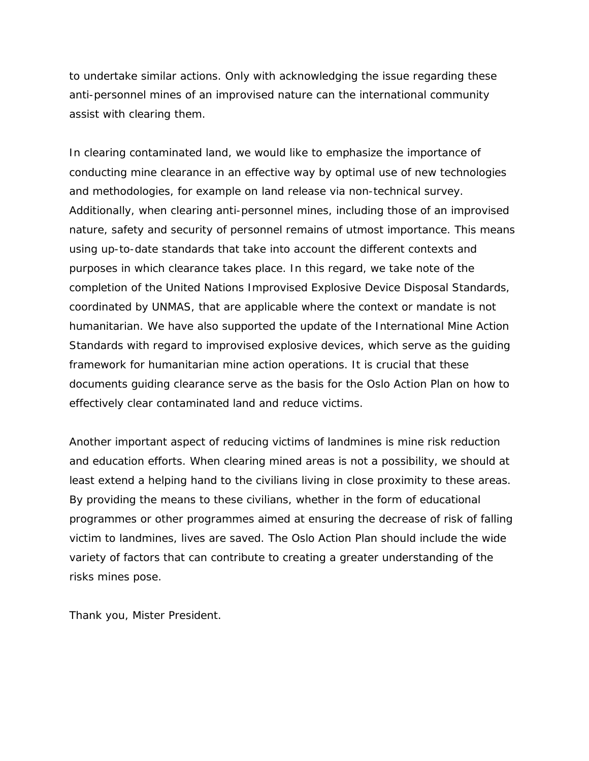to undertake similar actions. Only with acknowledging the issue regarding these anti-personnel mines of an improvised nature can the international community assist with clearing them.

In clearing contaminated land, we would like to emphasize the importance of conducting mine clearance in an effective way by optimal use of new technologies and methodologies, for example on land release via non-technical survey. Additionally, when clearing anti-personnel mines, including those of an improvised nature, safety and security of personnel remains of utmost importance. This means using up-to-date standards that take into account the different contexts and purposes in which clearance takes place. In this regard, we take note of the completion of the United Nations Improvised Explosive Device Disposal Standards, coordinated by UNMAS, that are applicable where the context or mandate is not humanitarian. We have also supported the update of the International Mine Action Standards with regard to improvised explosive devices, which serve as the guiding framework for humanitarian mine action operations. It is crucial that these documents guiding clearance serve as the basis for the Oslo Action Plan on how to effectively clear contaminated land and reduce victims.

Another important aspect of reducing victims of landmines is mine risk reduction and education efforts. When clearing mined areas is not a possibility, we should at least extend a helping hand to the civilians living in close proximity to these areas. By providing the means to these civilians, whether in the form of educational programmes or other programmes aimed at ensuring the decrease of risk of falling victim to landmines, lives are saved. The Oslo Action Plan should include the wide variety of factors that can contribute to creating a greater understanding of the risks mines pose.

Thank you, Mister President.